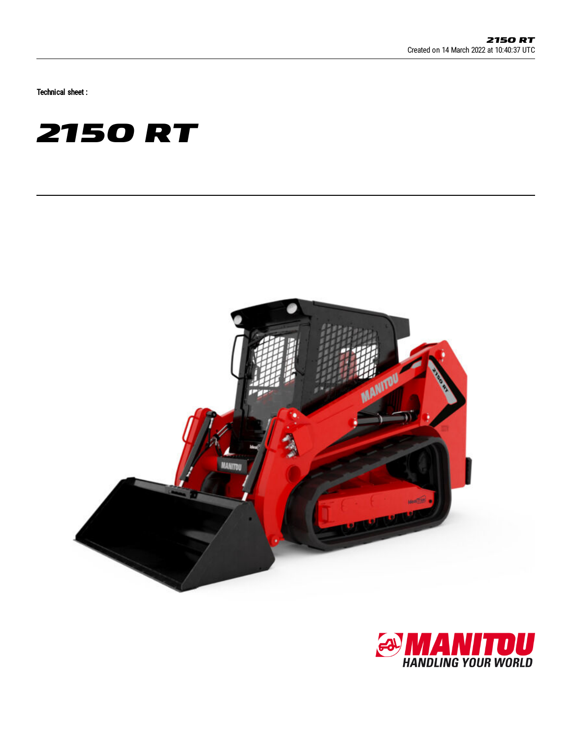Technical sheet :

# 2150 RT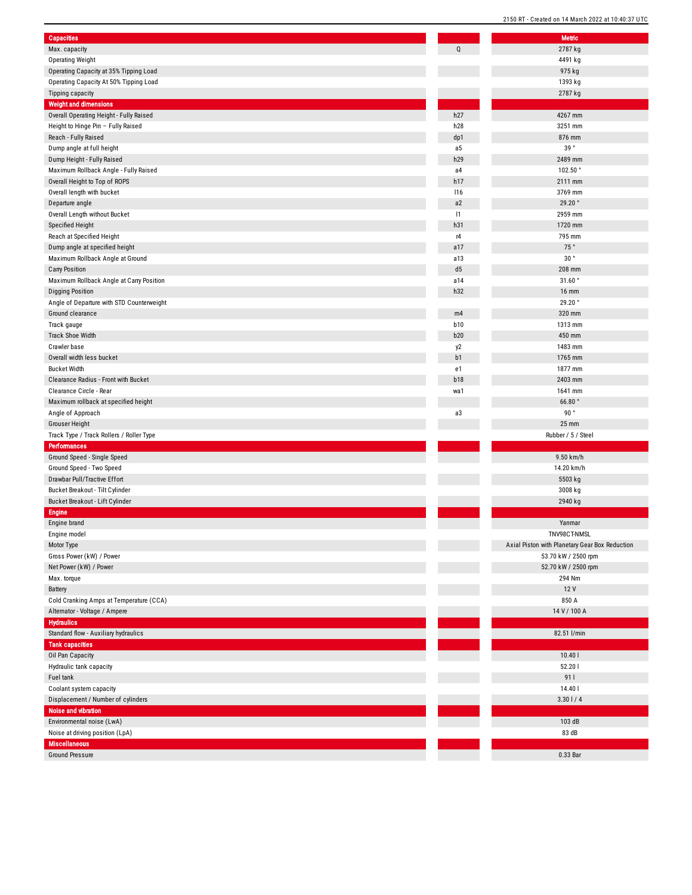| Capacities | | Metric |
|---|---|---|
| Max. capacity | Q | 2787 kg |
| Operating Weight | | 4491 kg |
| Operating Capacity at 35% Tipping Load | | 975 kg |
| Operating Capacity At 50% Tipping Load | | 1393 kg |
| Tipping capacity | | 2787 kg |
| **Weight and dimensions** | | |
| Overall Operating Height - Fully Raised | h27 | 4267 mm |
| Height to Hinge Pin – Fully Raised | h28 | 3251 mm |
| Reach - Fully Raised | dp1 | 876 mm |
| Dump angle at full height | a5 | 39 ° |
| Dump Height - Fully Raised | h29 | 2489 mm |
| Maximum Rollback Angle - Fully Raised | a4 | 102.50 ° |
| Overall Height to Top of ROPS | h17 | 2111 mm |
| Overall length with bucket | l16 | 3769 mm |
| Departure angle | a2 | 29.20 ° |
| Overall Length without Bucket | l1 | 2959 mm |
| Specified Height | h31 | 1720 mm |
| Reach at Specified Height | r4 | 795 mm |
| Dump angle at specified height | a17 | 75 ° |
| Maximum Rollback Angle at Ground | a13 | 30 ° |
| Carry Position | d5 | 208 mm |
| Maximum Rollback Angle at Carry Position | a14 | 31.60 ° |
| Digging Position | h32 | 16 mm |
| Angle of Departure with STD Counterweight | | 29.20 ° |
| Ground clearance | m4 | 320 mm |
| Track gauge | b10 | 1313 mm |
| Track Shoe Width | b20 | 450 mm |
| Crawler base | y2 | 1483 mm |
| Overall width less bucket | b1 | 1765 mm |
| Bucket Width | e1 | 1877 mm |
| Clearance Radius - Front with Bucket | b18 | 2403 mm |
| Clearance Circle - Rear | wa1 | 1641 mm |
| Maximum rollback at specified height | | 66.80 ° |
| Angle of Approach | a3 | 90 ° |
| Grouser Height | | 25 mm |
| Track Type / Track Rollers / Roller Type | | Rubber / 5 / Steel |
| **Performances** | | |
| Ground Speed - Single Speed | | 9.50 km/h |
| Ground Speed - Two Speed | | 14.20 km/h |
| Drawbar Pull/Tractive Effort | | 5503 kg |
| Bucket Breakout - Tilt Cylinder | | 3008 kg |
| Bucket Breakout - Lift Cylinder | | 2940 kg |
| **Engine** | | |
| Engine brand | | Yanmar |
| Engine model | | TNV98CT-NMSL |
| Motor Type | | Axial Piston with Planetary Gear Box Reduction |
| Gross Power (kW) / Power | | 53.70 kW / 2500 rpm |
| Net Power (kW) / Power | | 52.70 kW / 2500 rpm |
| Max. torque | | 294 Nm |
| Battery | | 12 V |
| Cold Cranking Amps at Temperature (CCA) | | 850 A |
| Alternator - Voltage / Ampere | | 14 V / 100 A |
| **Hydraulics** | | |
| Standard flow - Auxiliary hydraulics | | 82.51 l/min |
| **Tank capacities** | | |
| Oil Pan Capacity | | 10.40 l |
| Hydraulic tank capacity | | 52.20 l |
| Fuel tank | | 91 l |
| Coolant system capacity | | 14.40 l |
| Displacement / Number of cylinders | | 3.30 l / 4 |
| **Noise and vibration** | | |
| Environmental noise (LwA) | | 103 dB |
| Noise at driving position (LpA) | | 83 dB |
| **Miscellaneous** | | |
| Ground Pressure | | 0.33 Bar |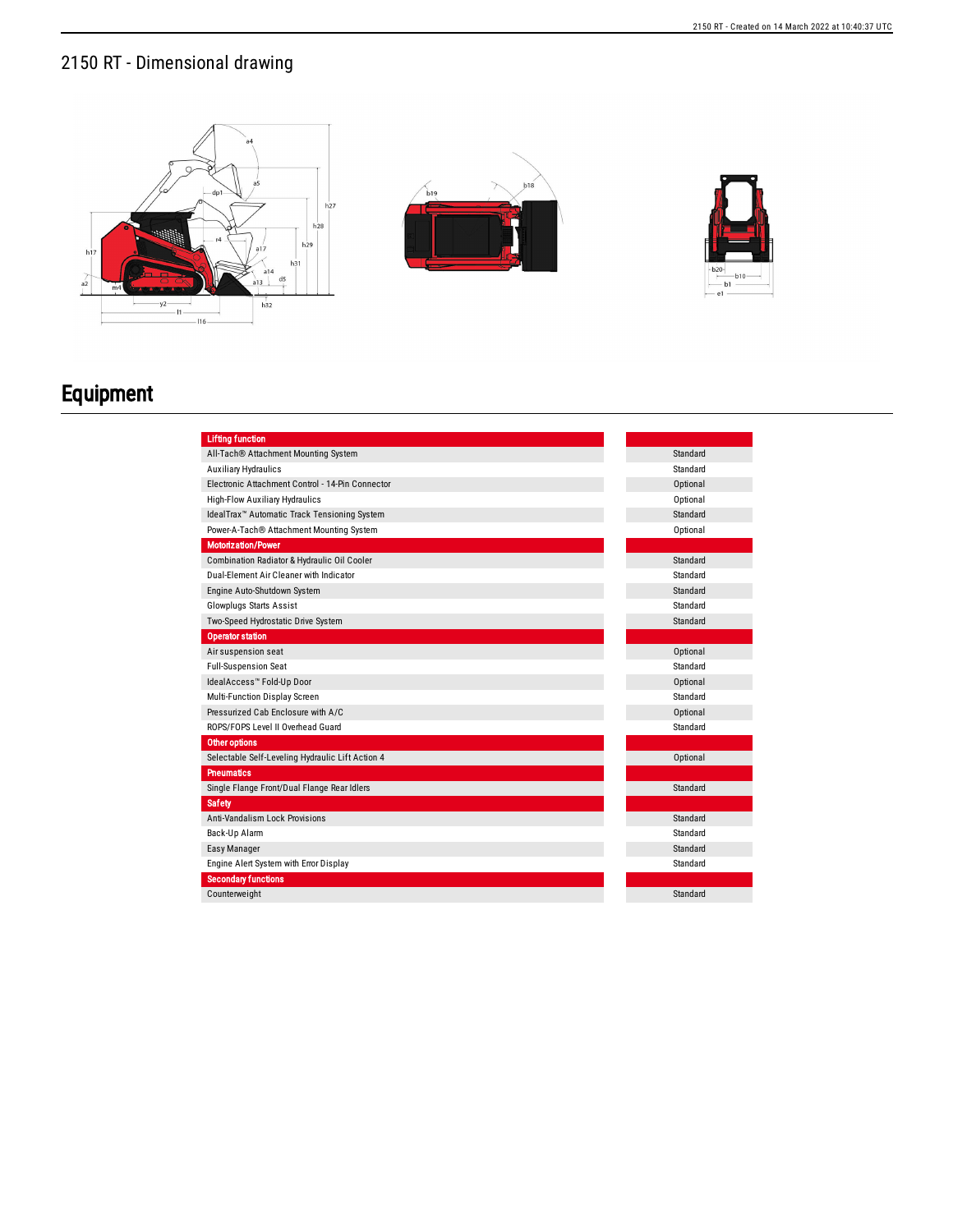## 2150 RT - Dimensional drawing

# Equipment

| Lifting function | |
|---|---|
| All-Tach® Attachment Mounting System | Standard |
| Auxiliary Hydraulics | Standard |
| Electronic Attachment Control - 14-Pin Connector | Optional |
| High-Flow Auxiliary Hydraulics | Optional |
| IdealTrax™ Automatic Track Tensioning System | Standard |
| Power-A-Tach® Attachment Mounting System | Optional |
| **Motorization/Power** | |
| Combination Radiator & Hydraulic Oil Cooler | Standard |
| Dual-Element Air Cleaner with Indicator | Standard |
| Engine Auto-Shutdown System | Standard |
| Glowplugs Starts Assist | Standard |
| Two-Speed Hydrostatic Drive System | Standard |
| **Operator station** | |
| Air suspension seat | Optional |
| Full-Suspension Seat | Standard |
| IdealAccess™ Fold-Up Door | Optional |
| Multi-Function Display Screen | Standard |
| Pressurized Cab Enclosure with A/C | Optional |
| ROPS/FOPS Level II Overhead Guard | Standard |
| **Other options** | |
| Selectable Self-Leveling Hydraulic Lift Action 4 | Optional |
| **Pneumatics** | |
| Single Flange Front/Dual Flange Rear Idlers | Standard |
| **Safety** | |
| Anti-Vandalism Lock Provisions | Standard |
| Back-Up Alarm | Standard |
| Easy Manager | Standard |
| Engine Alert System with Error Display | Standard |
| **Secondary functions** | |
| Counterweight | Standard |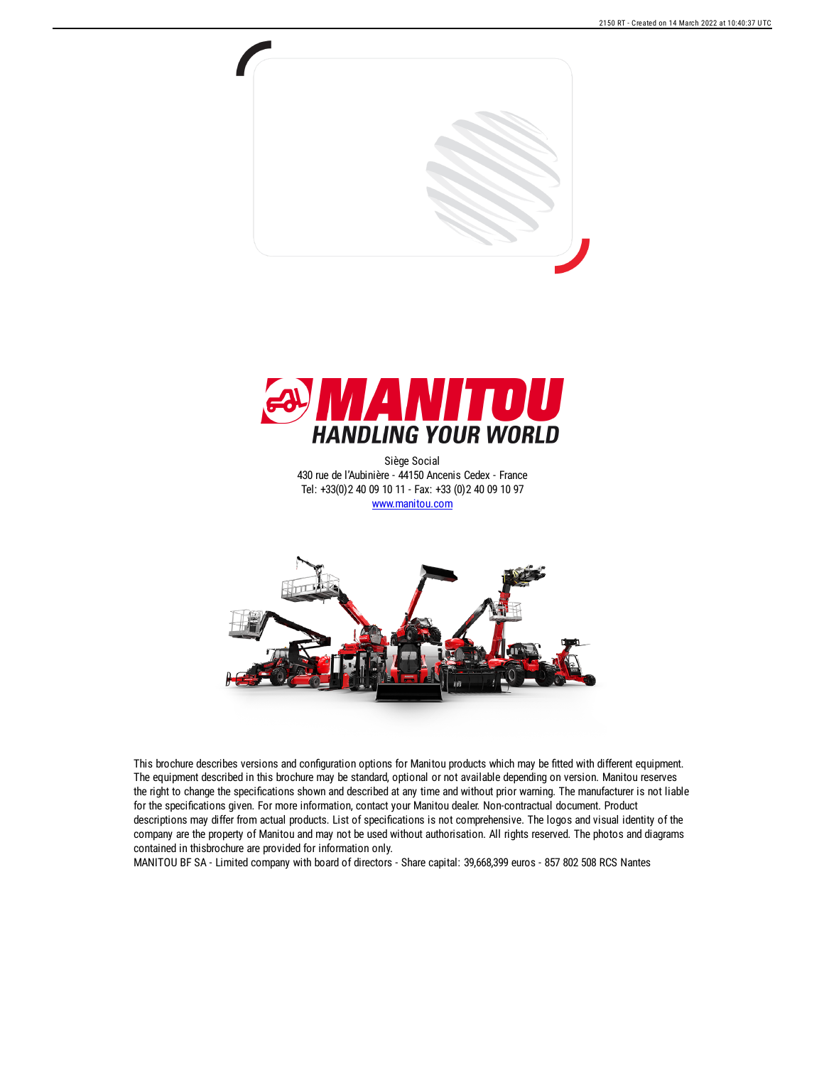Siège Social
430 rue de l'Aubinière - 44150 Ancenis Cedex - France
Tel: +33(0)2 40 09 10 11 - Fax: +33 (0)2 40 09 10 97
[www.manitou.com](http://www.manitou.com)

This brochure describes versions and configuration options for Manitou products which may be fitted with different equipment. The equipment described in this brochure may be standard, optional or not available depending on version. Manitou reserves the right to change the specifications shown and described at any time and without prior warning. The manufacturer is not liable for the specifications given. For more information, contact your Manitou dealer. Non-contractual document. Product descriptions may differ from actual products. List of specifications is not comprehensive. The logos and visual identity of the company are the property of Manitou and may not be used without authorisation. All rights reserved. The photos and diagrams contained in thisbrochure are provided for information only.
MANITOU BF SA - Limited company with board of directors - Share capital: 39,668,399 euros - 857 802 508 RCS Nantes